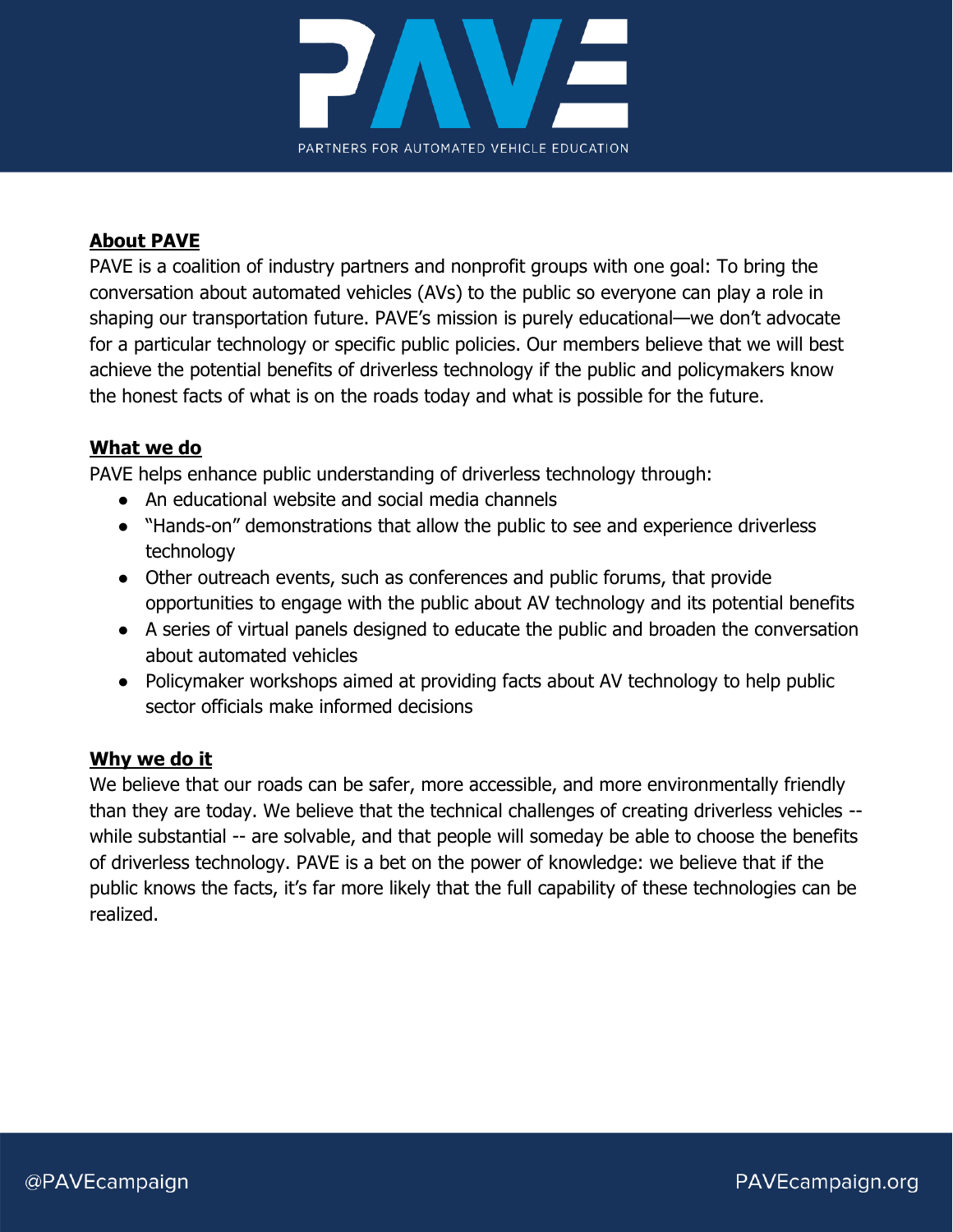# PAVE

PARTNERS FOR AUTOMATED VEHICLE EDUCATION

## **About PAVE**

PAVE is a coalition of industry partners and nonprofit groups with one goal: To bring the conversation about automated vehicles (AVs) to the public so everyone can play a role in shaping our transportation future. PAVE's mission is purely educational—we don't advocate for a particular technology or specific public policies. Our members believe that we will best achieve the potential benefits of driverless technology if the public and policymakers know the honest facts of what is on the roads today and what is possible for the future.

## **What we do**

PAVE helps enhance public understanding of driverless technology through:

- An educational website and social media channels
- "Hands-on" demonstrations that allow the public to see and experience driverless technology
- Other outreach events, such as conferences and public forums, that provide opportunities to engage with the public about AV technology and its potential benefits
- A series of virtual panels designed to educate the public and broaden the conversation about automated vehicles
- Policymaker workshops aimed at providing facts about AV technology to help public sector officials make informed decisions

## **Why we do it**

We believe that our roads can be safer, more accessible, and more environmentally friendly than they are today. We believe that the technical challenges of creating driverless vehicles -- while substantial -- are solvable, and that people will someday be able to choose the benefits of driverless technology. PAVE is a bet on the power of knowledge: we believe that if the public knows the facts, it's far more likely that the full capability of these technologies can be realized.

@PAVEcampaign PAVEcampaign.org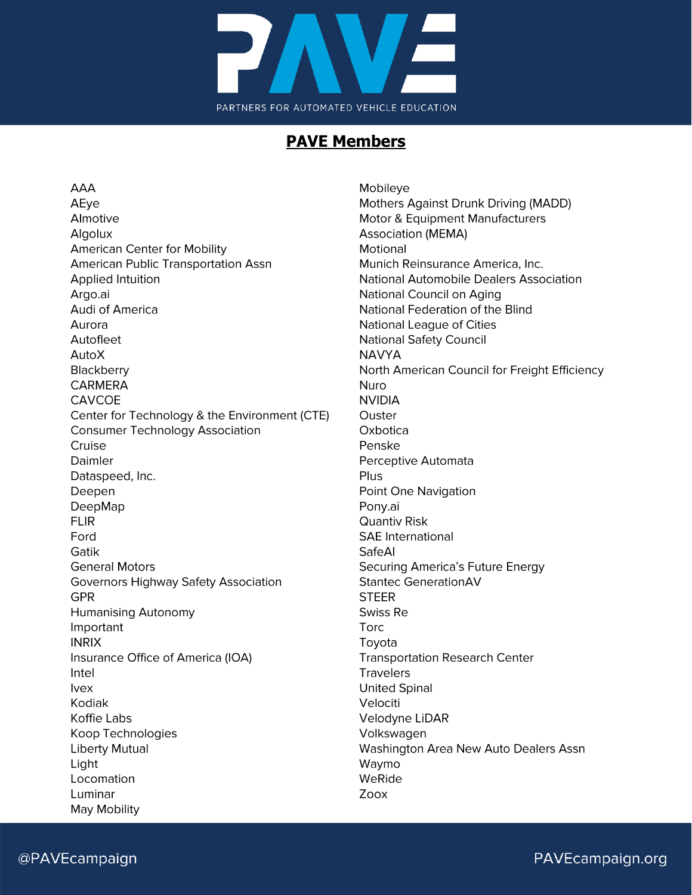PARTNERS FOR AUTOMATED VEHICLE EDUCATION

## PAVE Members

AAA
AEye
AImotive
Algolux
American Center for Mobility
American Public Transportation Assn
Applied Intuition
Argo.ai
Audi of America
Aurora
Autofleet
AutoX
Blackberry
CARMERA
CAVCOE
Center for Technology & the Environment (CTE)
Consumer Technology Association
Cruise
Daimler
Dataspeed, Inc.
Deepen
DeepMap
FLIR
Ford
Gatik
General Motors
Governors Highway Safety Association
GPR
Humanising Autonomy
Important
INRIX
Insurance Office of America (IOA)
Intel
Ivex
Kodiak
Koffie Labs
Koop Technologies
Liberty Mutual
Light
Locomation
Luminar
May Mobility
Mobileye
Mothers Against Drunk Driving (MADD)
Motor & Equipment Manufacturers Association (MEMA)
Motional
Munich Reinsurance America, Inc.
National Automobile Dealers Association
National Council on Aging
National Federation of the Blind
National League of Cities
National Safety Council
NAVYA
North American Council for Freight Efficiency
Nuro
NVIDIA
Ouster
Oxbotica
Penske
Perceptive Automata
Plus
Point One Navigation
Pony.ai
Quantiv Risk
SAE International
SafeAI
Securing America's Future Energy
Stantec GenerationAV
STEER
Swiss Re
Torc
Toyota
Transportation Research Center
Travelers
United Spinal
Velociti
Velodyne LiDAR
Volkswagen
Washington Area New Auto Dealers Assn
Waymo
WeRide
Zoox

@PAVEcampaign PAVEcampaign.org